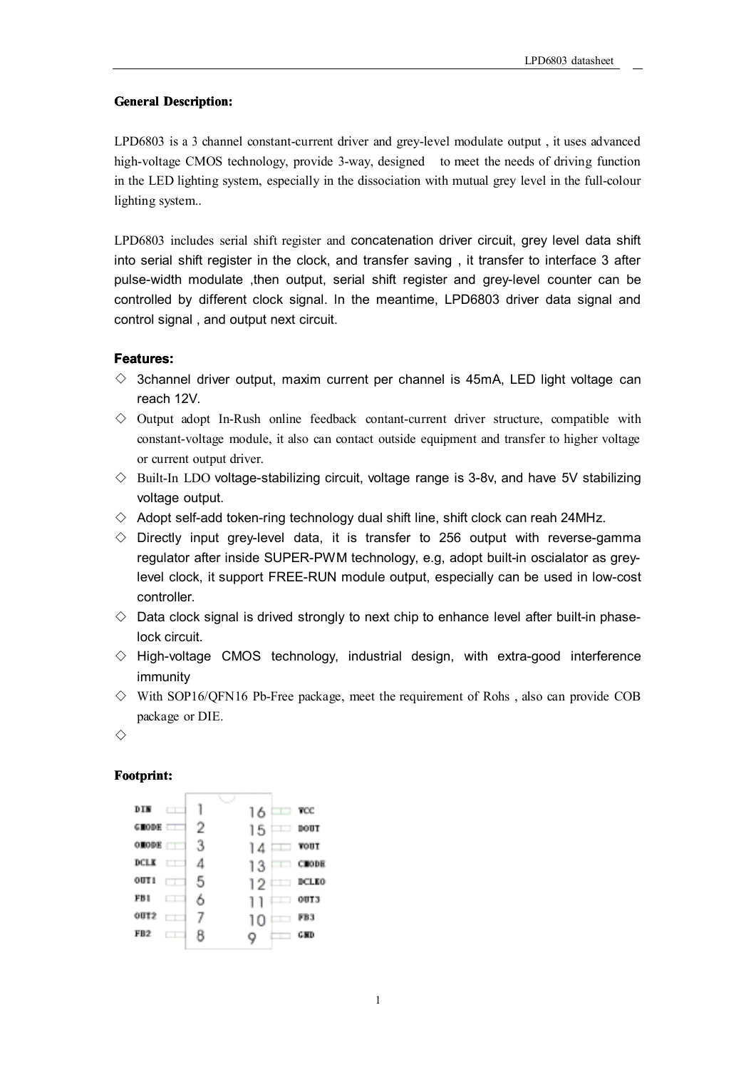## General Description:

LPD6803 is a 3 channel constant-current driver and grey-level modulate output , it uses advanced high-voltage CMOS technology, provide 3-way, designed to meet the needs of driving function in the LED lighting system, especially in the dissociation with mutual grey level in the full-colour lighting system..

LPD6803 includes serial shift register and concatenation driver circuit, grey level data shift into serial shift register in the clock, and transfer saving , it transfer to interface 3 after pulse-width modulate ,then output, serial shift register and grey-level counter can be controlled by different clock signal. In the meantime, LPD6803 driver data signal and control signal , and output next circuit.

## Features:

- ◇ 3channel driver output, maxim current per channel is 45mA, LED light voltage can reach 12V.
- ◇ Output adopt In-Rush online feedback contant-current driver structure, compatible with constant-voltage module, it also can contact outside equipment and transfer to higher voltage or current output driver.
- ◇ Built-In LDO voltage-stabilizing circuit, voltage range is 3-8v, and have 5V stabilizing voltage output.
- ◇ Adopt self-add token-ring technology dual shift line, shift clock can reah 24MHz.
- ◇ Directly input grey-level data, it is transfer to 256 output with reverse-gamma regulator after inside SUPER-PWM technology, e.g, adopt built-in oscialator as grey-level clock, it support FREE-RUN module output, especially can be used in low-cost controller.
- ◇ Data clock signal is drived strongly to next chip to enhance level after built-in phase-lock circuit.
- ◇ High-voltage CMOS technology, industrial design, with extra-good interference immunity
- ◇ With SOP16/QFN16 Pb-Free package, meet the requirement of Rohs , also can provide COB package or DIE.
- ◇

## Footprint:

| Pin | Name | Pin | Name |
|---|---|---|---|
| 1 | DIN | 16 | VCC |
| 2 | GMODE | 15 | DOUT |
| 3 | OMODE | 14 | VOUT |
| 4 | DCLK | 13 | CMODE |
| 5 | OUT1 | 12 | DCLKO |
| 6 | FB1 | 11 | OUT3 |
| 7 | OUT2 | 10 | FB3 |
| 8 | FB2 | 9 | GND |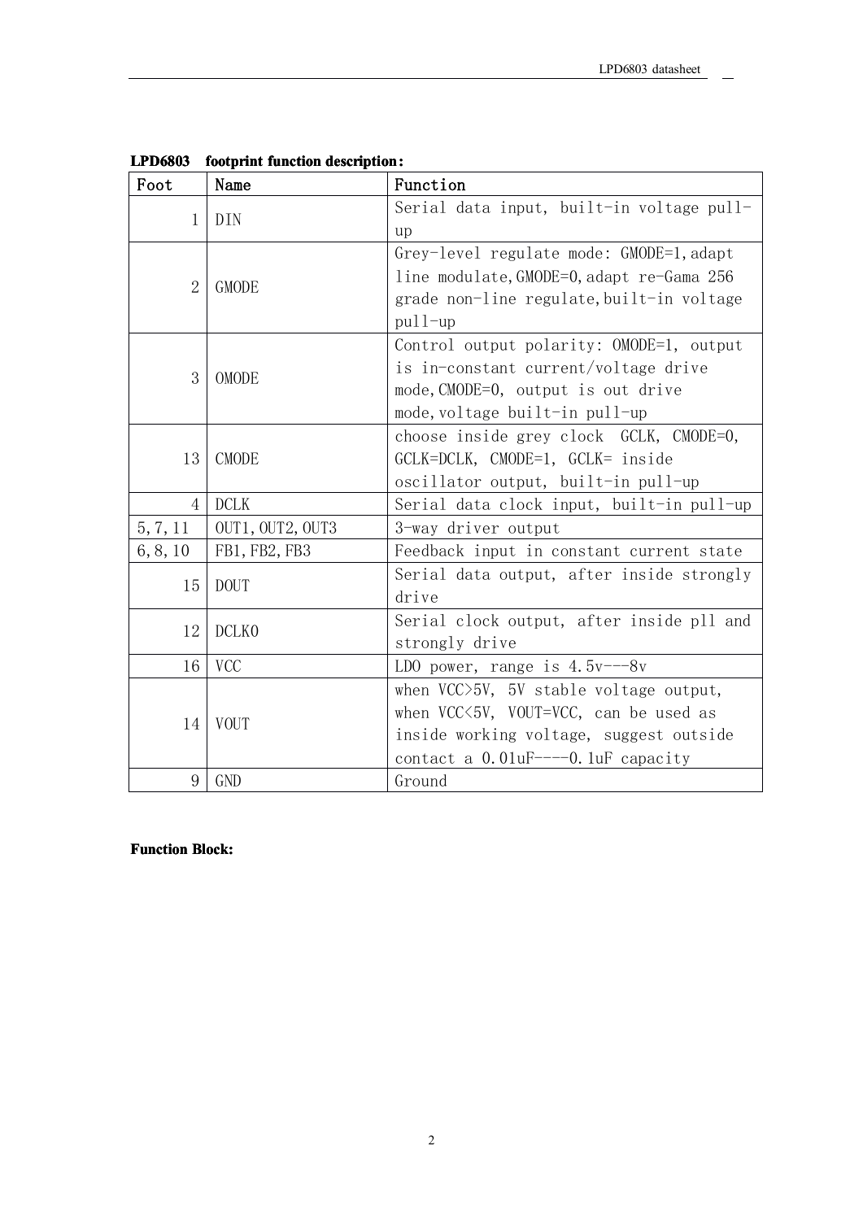**LPD6803 footprint function description:**

| Foot | Name | Function |
|---|---|---|
| 1 | DIN | Serial data input, built-in voltage pull-up |
| 2 | GMODE | Grey-level regulate mode: GMODE=1,adapt line modulate,GMODE=0,adapt re-Gama 256 grade non-line regulate,built-in voltage pull-up |
| 3 | OMODE | Control output polarity: OMODE=1, output is in-constant current/voltage drive mode,CMODE=0, output is out drive mode,voltage built-in pull-up |
| 13 | CMODE | choose inside grey clock GCLK, CMODE=0, GCLK=DCLK, CMODE=1, GCLK= inside oscillator output, built-in pull-up |
| 4 | DCLK | Serial data clock input, built-in pull-up |
| 5,7,11 | OUT1,OUT2,OUT3 | 3-way driver output |
| 6,8,10 | FB1,FB2,FB3 | Feedback input in constant current state |
| 15 | DOUT | Serial data output, after inside strongly drive |
| 12 | DCLKO | Serial clock output, after inside pll and strongly drive |
| 16 | VCC | LDO power, range is 4.5v---8v |
| 14 | VOUT | when VCC>5V, 5V stable voltage output, when VCC<5V, VOUT=VCC, can be used as inside working voltage, suggest outside contact a 0.01uF----0.1uF capacity |
| 9 | GND | Ground |

**Function Block:**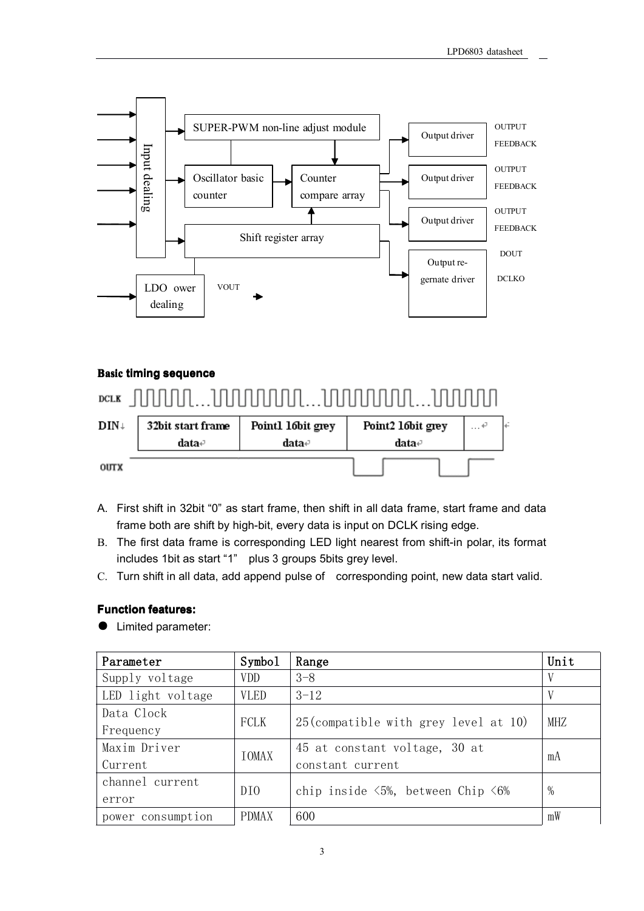Input dealing

SUPER-PWM non-line adjust module

Oscillator basic counter

Counter compare array

Shift register array

LDO ower dealing

VOUT

Output driver — OUTPUT FEEDBACK

Output driver — OUTPUT FEEDBACK

Output driver — OUTPUT FEEDBACK

Output re-gernate driver — DOUT DCLKO

**Basic timing sequence**

DCLK

| DIN | 32bit start frame data | Point1 16bit grey data | Point2 16bit grey data | … |
|---|---|---|---|---|

OUTX

A. First shift in 32bit "0" as start frame, then shift in all data frame, start frame and data frame both are shift by high-bit, every data is input on DCLK rising edge.
B. The first data frame is corresponding LED light nearest from shift-in polar, its format includes 1bit as start "1" plus 3 groups 5bits grey level.
C. Turn shift in all data, add append pulse of corresponding point, new data start valid.

**Function features:**

- Limited parameter:

| Parameter | Symbol | Range | Unit |
|---|---|---|---|
| Supply voltage | VDD | 3-8 | V |
| LED light voltage | VLED | 3-12 | V |
| Data Clock Frequency | FCLK | 25(compatible with grey level at 10) | MHZ |
| Maxim Driver Current | IOMAX | 45 at constant voltage, 30 at constant current | mA |
| channel current error | DIO | chip inside <5%, between Chip <6% | % |
| power consumption | PDMAX | 600 | mW |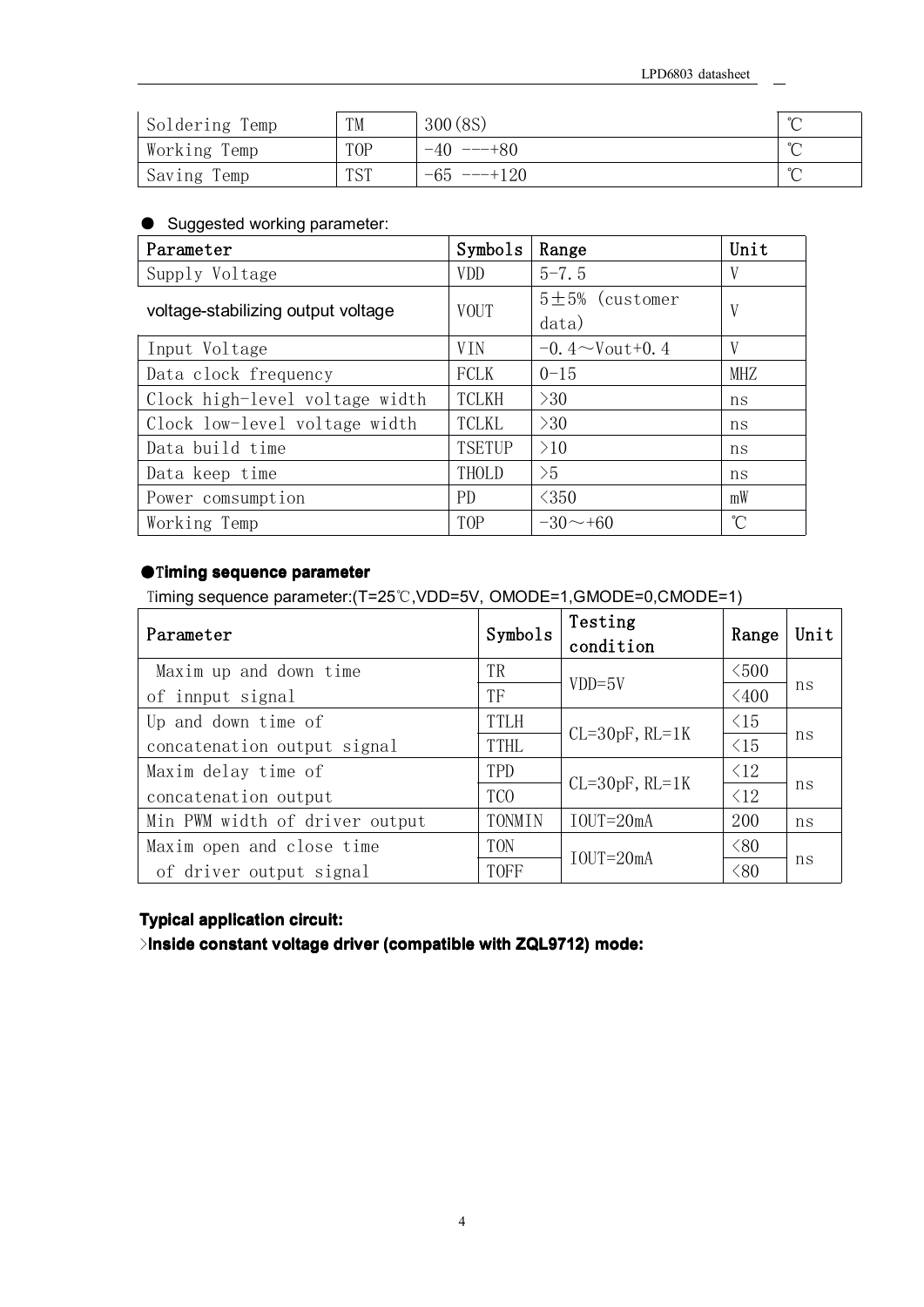| Soldering Temp | TM | 300(8S) | ℃ |
|---|---|---|---|
| Working Temp | TOP | -40 ---+80 | ℃ |
| Saving Temp | TST | -65 ---+120 | ℃ |

● Suggested working parameter:

| Parameter | Symbols | Range | Unit |
|---|---|---|---|
| Supply Voltage | VDD | 5-7.5 | V |
| voltage-stabilizing output voltage | VOUT | 5±5% (customer data) | V |
| Input Voltage | VIN | -0.4～Vout+0.4 | V |
| Data clock frequency | FCLK | 0-15 | MHZ |
| Clock high-level voltage width | TCLKH | >30 | ns |
| Clock low-level voltage width | TCLKL | >30 | ns |
| Data build time | TSETUP | >10 | ns |
| Data keep time | THOLD | >5 | ns |
| Power comsumption | PD | <350 | mW |
| Working Temp | TOP | -30～+60 | ℃ |

**●Timing sequence parameter**

Timing sequence parameter:(T=25℃,VDD=5V, OMODE=1,GMODE=0,CMODE=1)

| Parameter | Symbols | Testing condition | Range | Unit |
|---|---|---|---|---|
| Maxim up and down time of innput signal | TR | VDD=5V | <500 | ns |
| | TF | | <400 | |
| Up and down time of concatenation output signal | TTLH | CL=30pF, RL=1K | <15 | ns |
| | TTHL | | <15 | |
| Maxim delay time of concatenation output | TPD | CL=30pF, RL=1K | <12 | ns |
| | TCO | | <12 | |
| Min PWM width of driver output | TONMIN | IOUT=20mA | 200 | ns |
| Maxim open and close time of driver output signal | TON | IOUT=20mA | <80 | ns |
| | TOFF | | <80 | |

**Typical application circuit:**

>**Inside constant voltage driver (compatible with ZQL9712) mode:**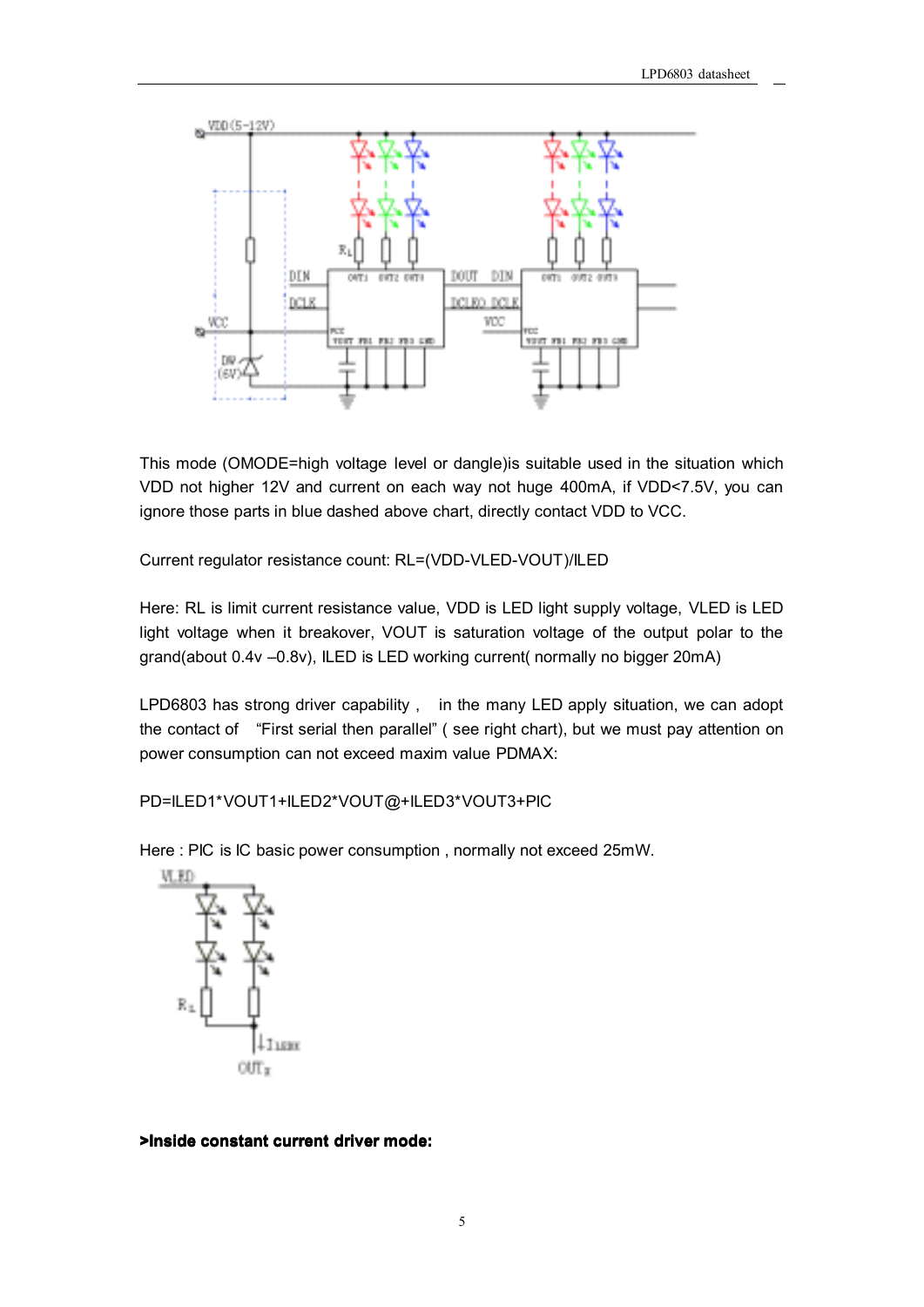This mode (OMODE=high voltage level or dangle)is suitable used in the situation which VDD not higher 12V and current on each way not huge 400mA, if VDD<7.5V, you can ignore those parts in blue dashed above chart, directly contact VDD to VCC.

Current regulator resistance count: RL=(VDD-VLED-VOUT)/ILED

Here: RL is limit current resistance value, VDD is LED light supply voltage, VLED is LED light voltage when it breakover, VOUT is saturation voltage of the output polar to the grand(about 0.4v –0.8v), ILED is LED working current( normally no bigger 20mA)

LPD6803 has strong driver capability , in the many LED apply situation, we can adopt the contact of "First serial then parallel" ( see right chart), but we must pay attention on power consumption can not exceed maxim value PDMAX:

PD=ILED1*VOUT1+ILED2*VOUT@+ILED3*VOUT3+PIC

Here : PIC is IC basic power consumption , normally not exceed 25mW.

**>Inside constant current driver mode:**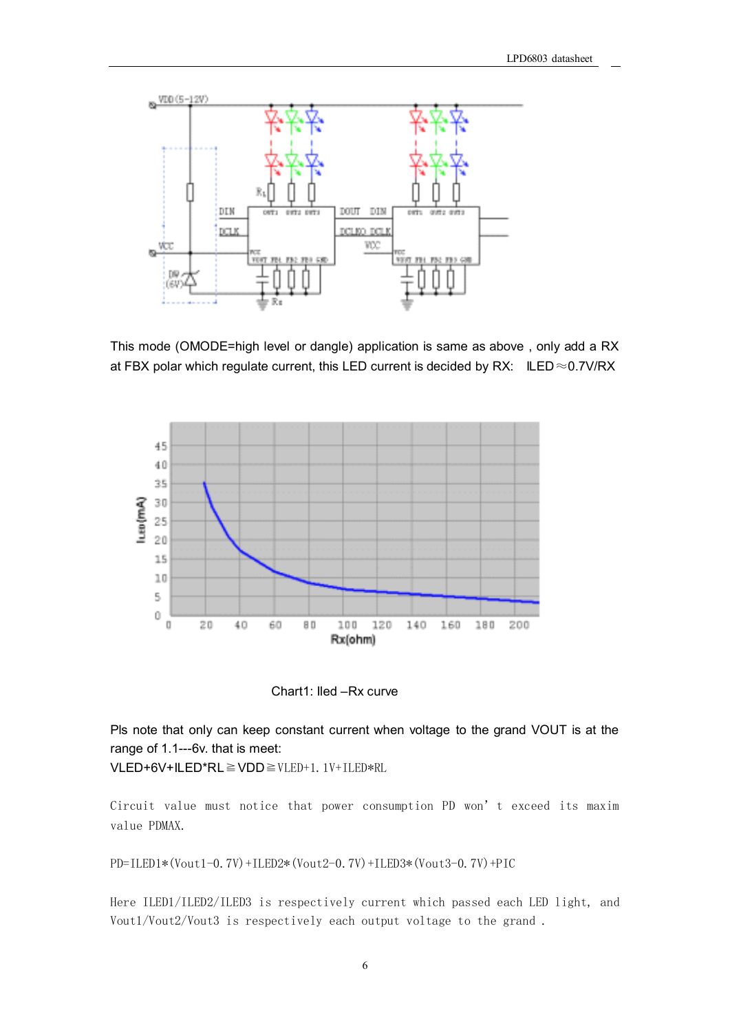This mode (OMODE=high level or dangle) application is same as above , only add a RX at FBX polar which regulate current, this LED current is decided by RX: ILED≈0.7V/RX

Chart1: Iled –Rx curve

Pls note that only can keep constant current when voltage to the grand VOUT is at the range of 1.1---6v. that is meet:

VLED+6V+ILED*RL≧VDD≧VLED+1.1V+ILED*RL

Circuit value must notice that power consumption PD won't exceed its maxim value PDMAX.

PD=ILED1*(Vout1-0.7V)+ILED2*(Vout2-0.7V)+ILED3*(Vout3-0.7V)+PIC

Here ILED1/ILED2/ILED3 is respectively current which passed each LED light, and Vout1/Vout2/Vout3 is respectively each output voltage to the grand .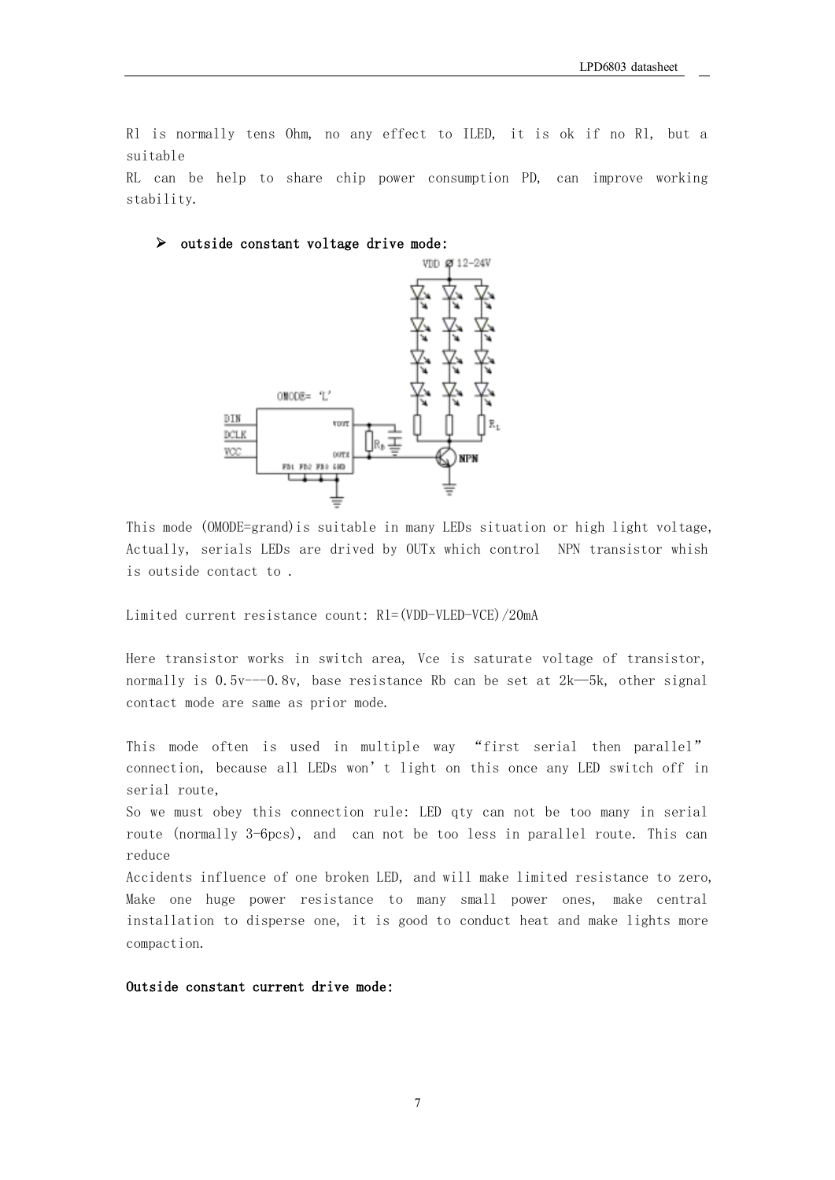Rl is normally tens Ohm, no any effect to ILED, it is ok if no Rl, but a suitable
RL can be help to share chip power consumption PD, can improve working stability.

- **outside constant voltage drive mode:**

This mode (OMODE=grand)is suitable in many LEDs situation or high light voltage, Actually, serials LEDs are drived by OUTx which control NPN transistor whish is outside contact to .

Limited current resistance count: Rl=(VDD-VLED-VCE)/20mA

Here transistor works in switch area, Vce is saturate voltage of transistor, normally is 0.5v---0.8v, base resistance Rb can be set at 2k—5k, other signal contact mode are same as prior mode.

This mode often is used in multiple way "first serial then parallel" connection, because all LEDs won't light on this once any LED switch off in serial route,
So we must obey this connection rule: LED qty can not be too many in serial route (normally 3-6pcs), and can not be too less in parallel route. This can reduce
Accidents influence of one broken LED, and will make limited resistance to zero, Make one huge power resistance to many small power ones, make central installation to disperse one, it is good to conduct heat and make lights more compaction.

**Outside constant current drive mode:**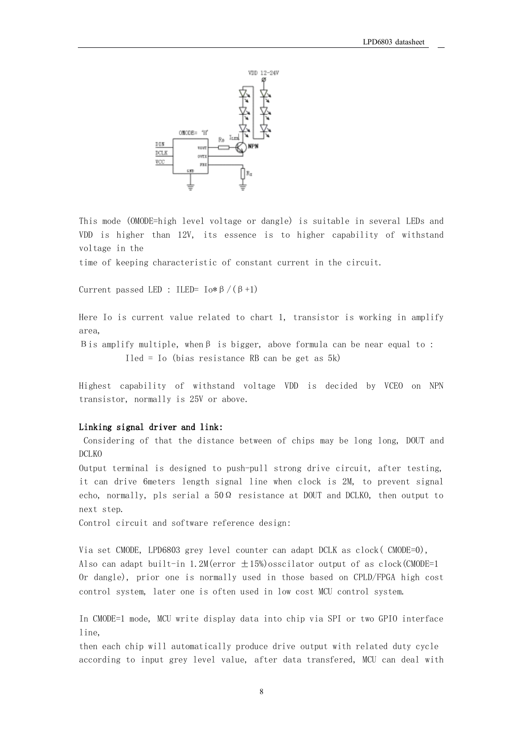This mode (OMODE=high level voltage or dangle) is suitable in several LEDs and VDD is higher than 12V, its essence is to higher capability of withstand voltage in the time of keeping characteristic of constant current in the circuit.

Current passed LED : ILED= Io\*β/(β+1)

Here Io is current value related to chart 1, transistor is working in amplify area,

Β is amplify multiple, when β is bigger, above formula can be near equal to :

Iled = Io (bias resistance RB can be get as 5k)

Highest capability of withstand voltage VDD is decided by VCEO on NPN transistor, normally is 25V or above.

**Linking signal driver and link:**

Considering of that the distance between of chips may be long long, DOUT and DCLKO

Output terminal is designed to push-pull strong drive circuit, after testing, it can drive 6meters length signal line when clock is 2M, to prevent signal echo, normally, pls serial a 50Ω resistance at DOUT and DCLKO, then output to next step.

Control circuit and software reference design:

Via set CMODE, LPD6803 grey level counter can adapt DCLK as clock( CMODE=0), Also can adapt built-in 1.2M(error ±15%)osscilator output of as clock(CMODE=1 Or dangle), prior one is normally used in those based on CPLD/FPGA high cost control system, later one is often used in low cost MCU control system.

In CMODE=1 mode, MCU write display data into chip via SPI or two GPIO interface line,

then each chip will automatically produce drive output with related duty cycle according to input grey level value, after data transfered, MCU can deal with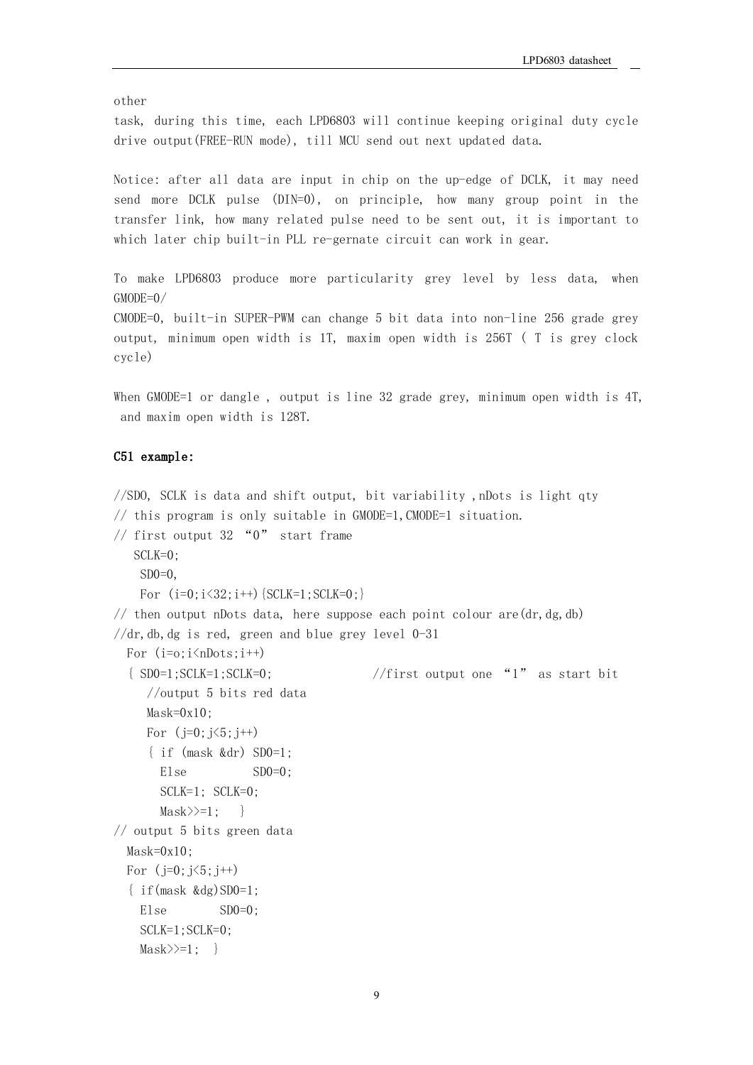other
task, during this time, each LPD6803 will continue keeping original duty cycle drive output(FREE-RUN mode), till MCU send out next updated data.

Notice: after all data are input in chip on the up-edge of DCLK, it may need send more DCLK pulse (DIN=0), on principle, how many group point in the transfer link, how many related pulse need to be sent out, it is important to which later chip built-in PLL re-gernate circuit can work in gear.

To make LPD6803 produce more particularity grey level by less data, when GMODE=0/
CMODE=0, built-in SUPER-PWM can change 5 bit data into non-line 256 grade grey output, minimum open width is 1T, maxim open width is 256T ( T is grey clock cycle)

When GMODE=1 or dangle , output is line 32 grade grey, minimum open width is 4T, and maxim open width is 128T.

**C51 example:**

```
//SDO, SCLK is data and shift output, bit variability ,nDots is light qty
// this program is only suitable in GMODE=1,CMODE=1 situation.
// first output 32 “0” start frame
   SCLK=0;
    SDO=0,
    For (i=0;i<32;i++){SCLK=1;SCLK=0;}
// then output nDots data, here suppose each point colour are(dr,dg,db)
//dr,db,dg is red, green and blue grey level 0-31
  For (i=o;i<nDots;i++)
  { SDO=1;SCLK=1;SCLK=0;              //first output one “1” as start bit
     //output 5 bits red data
     Mask=0x10;
     For (j=0;j<5;j++)
     { if (mask &dr) SDO=1;
       Else         SDO=0;
       SCLK=1; SCLK=0;
       Mask>>=1;   }
// output 5 bits green data
  Mask=0x10;
  For (j=0;j<5;j++)
  { if(mask &dg)SDO=1;
    Else       SDO=0;
    SCLK=1;SCLK=0;
    Mask>>=1;  }
```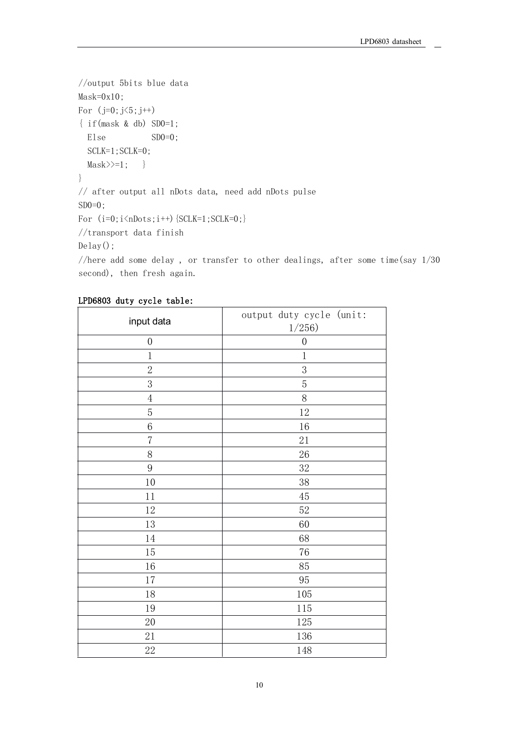```
//output 5bits blue data
Mask=0x10;
For (j=0;j<5;j++)
{ if(mask & db) SD0=1;
  Else          SD0=0;
  SCLK=1;SCLK=0;
  Mask>>=1;   }
}
// after output all nDots data, need add nDots pulse
SD0=0;
For (i=0;i<nDots;i++){SCLK=1;SCLK=0;}
//transport data finish
Delay();
//here add some delay , or transfer to other dealings, after some time(say 1/30 second), then fresh again.
```

**LPD6803 duty cycle table:**

| input data | output duty cycle (unit: 1/256) |
|---|---|
| 0 | 0 |
| 1 | 1 |
| 2 | 3 |
| 3 | 5 |
| 4 | 8 |
| 5 | 12 |
| 6 | 16 |
| 7 | 21 |
| 8 | 26 |
| 9 | 32 |
| 10 | 38 |
| 11 | 45 |
| 12 | 52 |
| 13 | 60 |
| 14 | 68 |
| 15 | 76 |
| 16 | 85 |
| 17 | 95 |
| 18 | 105 |
| 19 | 115 |
| 20 | 125 |
| 21 | 136 |
| 22 | 148 |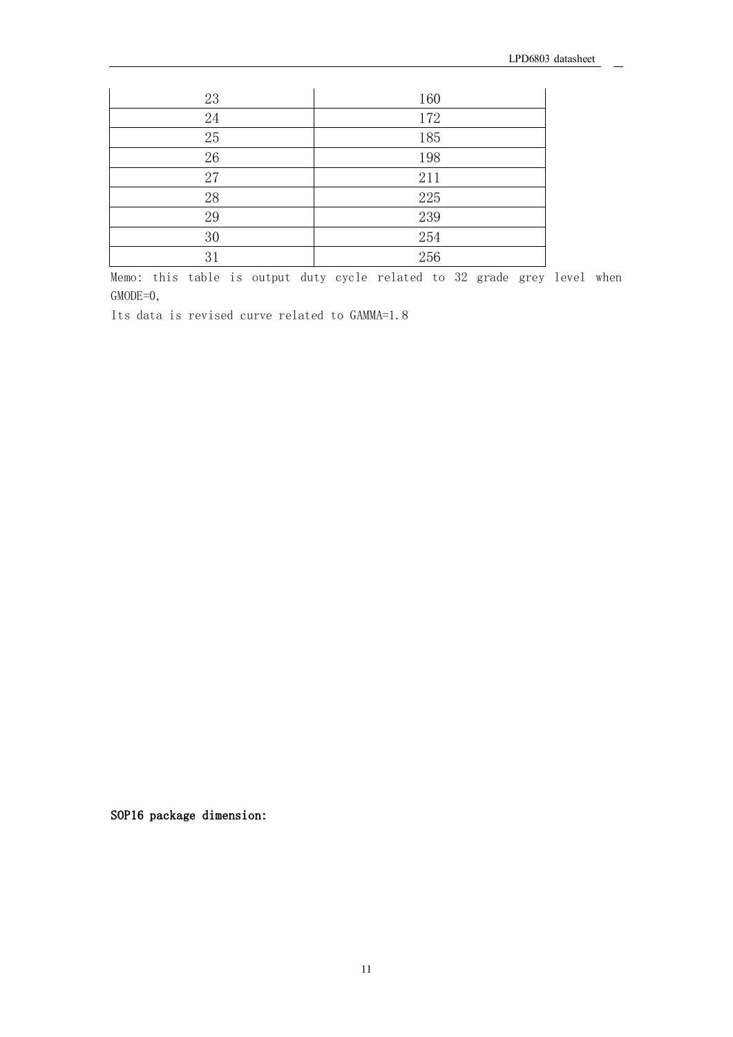| | |
|---|---|
| 23 | 160 |
| 24 | 172 |
| 25 | 185 |
| 26 | 198 |
| 27 | 211 |
| 28 | 225 |
| 29 | 239 |
| 30 | 254 |
| 31 | 256 |

Memo: this table is output duty cycle related to 32 grade grey level when GMODE=0,

Its data is revised curve related to GAMMA=1.8

**SOP16 package dimension:**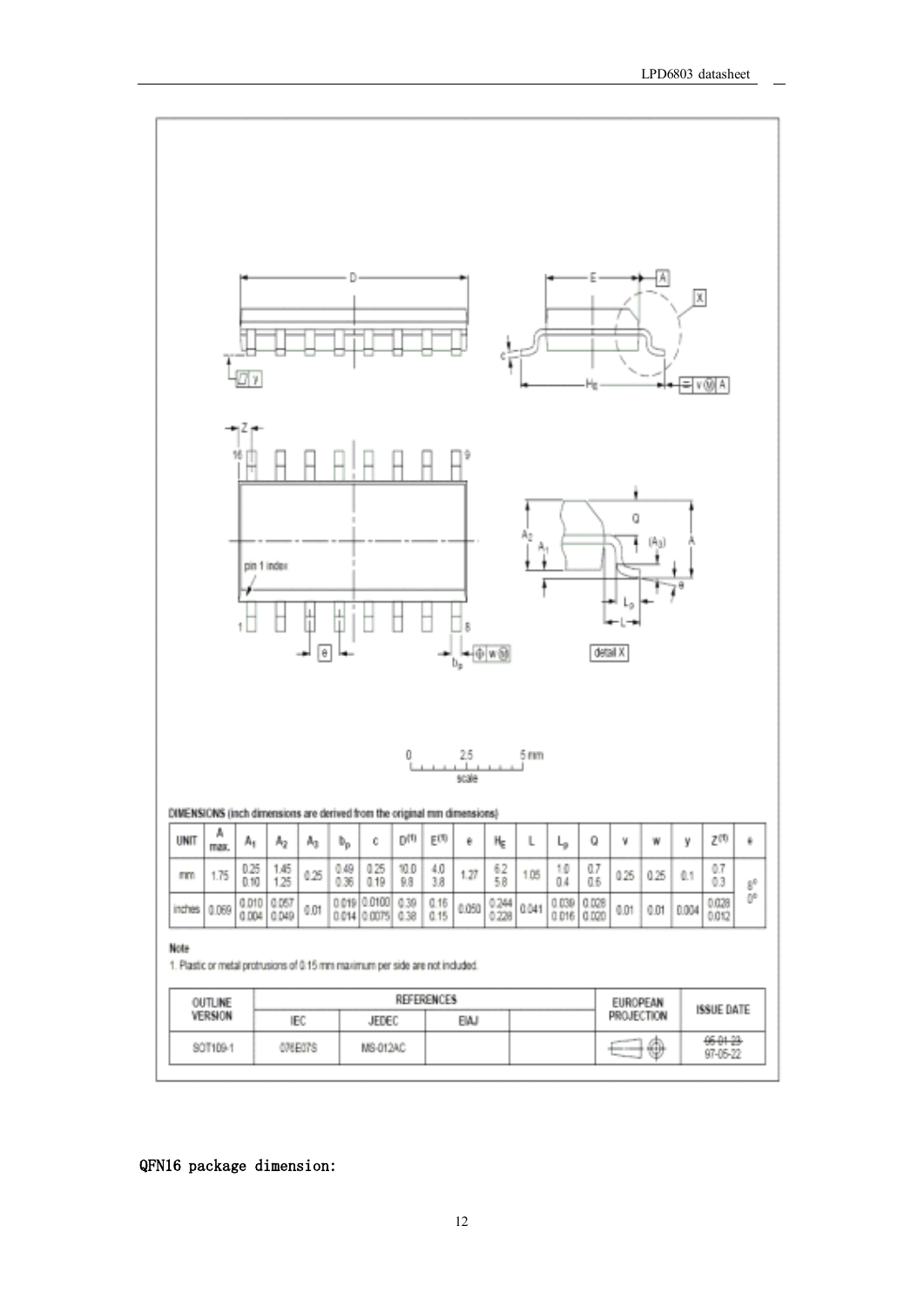DIMENSIONS (inch dimensions are derived from the original mm dimensions)

| UNIT | A max. | $A_1$ | $A_2$ | $A_3$ | $b_p$ | c | $D^{(1)}$ | $E^{(1)}$ | e | $H_E$ | L | $L_p$ | Q | v | w | y | $Z^{(1)}$ | θ |
|---|---|---|---|---|---|---|---|---|---|---|---|---|---|---|---|---|---|---|
| mm | 1.75 | 0.25<br>0.10 | 1.45<br>1.25 | 0.25 | 0.49<br>0.36 | 0.25<br>0.19 | 10.0<br>9.8 | 4.0<br>3.8 | 1.27 | 6.2<br>5.8 | 1.05 | 1.0<br>0.4 | 0.7<br>0.6 | 0.25 | 0.25 | 0.1 | 0.7<br>0.3 | 8°<br>0° |
| inches | 0.069 | 0.010<br>0.004 | 0.057<br>0.049 | 0.01 | 0.019<br>0.014 | 0.0100<br>0.0075 | 0.39<br>0.38 | 0.16<br>0.15 | 0.050 | 0.244<br>0.228 | 0.041 | 0.039<br>0.016 | 0.028<br>0.020 | 0.01 | 0.01 | 0.004 | 0.028<br>0.012 | |

**Note**

1. Plastic or metal protrusions of 0.15 mm maximum per side are not included.

| OUTLINE VERSION | REFERENCES | | | | EUROPEAN PROJECTION | ISSUE DATE |
|---|---|---|---|---|---|---|
| | IEC | JEDEC | EIAJ | | | |
| SOT109-1 | 076E07S | MS-012AC | | | | ~~95-01-23~~<br>97-05-22 |

QFN16 package dimension: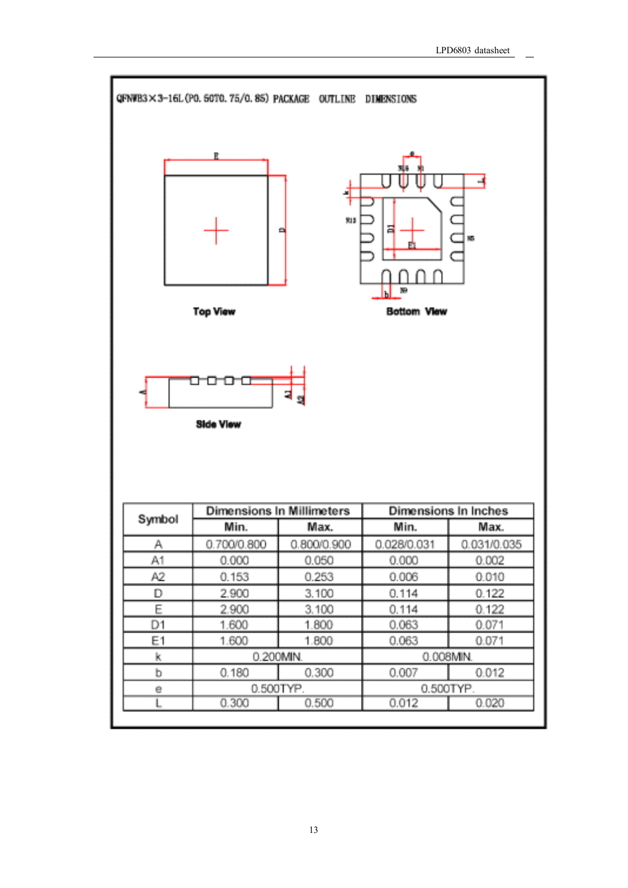QFNWB3×3-16L(P0.50T0.75/0.85) PACKAGE OUTLINE DIMENSIONS

E

D

Top View

e

N16 N1

L

k

N13

D1

E1

N5

b

N9

Bottom View

A

A1

A2

Side View

| Symbol | Dimensions In Millimeters | | Dimensions In Inches | |
|---|---|---|---|---|
| | Min. | Max. | Min. | Max. |
| A | 0.700/0.800 | 0.800/0.900 | 0.028/0.031 | 0.031/0.035 |
| A1 | 0.000 | 0.050 | 0.000 | 0.002 |
| A2 | 0.153 | 0.253 | 0.006 | 0.010 |
| D | 2.900 | 3.100 | 0.114 | 0.122 |
| E | 2.900 | 3.100 | 0.114 | 0.122 |
| D1 | 1.600 | 1.800 | 0.063 | 0.071 |
| E1 | 1.600 | 1.800 | 0.063 | 0.071 |
| k | 0.200MIN. | | 0.008MIN. | |
| b | 0.180 | 0.300 | 0.007 | 0.012 |
| e | 0.500TYP. | | 0.500TYP. | |
| L | 0.300 | 0.500 | 0.012 | 0.020 |